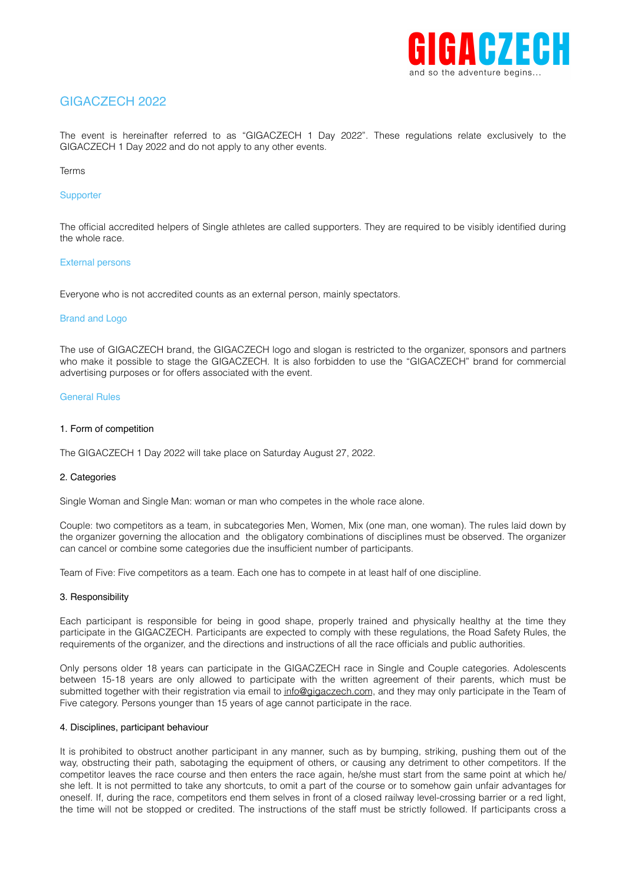# GIGACZECH 2022

The event is hereinafter referred to as "GIGACZECH 1 Day 2022". These regulations relate exclusively to the GIGACZECH 1 Day 2022 and do not apply to any other events.

Terms

## Supporter

The official accredited helpers of Single athletes are called supporters. They are required to be visibly identified during the whole race.

## External persons

Everyone who is not accredited counts as an external person, mainly spectators.

## Brand and Logo

The use of GIGACZECH brand, the GIGACZECH logo and slogan is restricted to the organizer, sponsors and partners who make it possible to stage the GIGACZECH. It is also forbidden to use the "GIGACZECH" brand for commercial advertising purposes or for offers associated with the event.

## General Rules

### 1. Form of competition

The GIGACZECH 1 Day 2022 will take place on Saturday August 27, 2022.

### 2. Categories

Single Woman and Single Man: woman or man who competes in the whole race alone.

Couple: two competitors as a team, in subcategories Men, Women, Mix (one man, one woman). The rules laid down by the organizer governing the allocation and the obligatory combinations of disciplines must be observed. The organizer can cancel or combine some categories due the insufficient number of participants.

Team of Five: Five competitors as a team. Each one has to compete in at least half of one discipline.

### 3. Responsibility

Each participant is responsible for being in good shape, properly trained and physically healthy at the time they participate in the GIGACZECH. Participants are expected to comply with these regulations, the Road Safety Rules, the requirements of the organizer, and the directions and instructions of all the race officials and public authorities.

Only persons older 18 years can participate in the GIGACZECH race in Single and Couple categories. Adolescents between 15-18 years are only allowed to participate with the written agreement of their parents, which must be submitted together with their registration via email to info@gigaczech.com, and they may only participate in the Team of Five category. Persons younger than 15 years of age cannot participate in the race.

### 4. Disciplines, participant behaviour

It is prohibited to obstruct another participant in any manner, such as by bumping, striking, pushing them out of the way, obstructing their path, sabotaging the equipment of others, or causing any detriment to other competitors. If the competitor leaves the race course and then enters the race again, he/she must start from the same point at which he/ she left. It is not permitted to take any shortcuts, to omit a part of the course or to somehow gain unfair advantages for oneself. If, during the race, competitors end them selves in front of a closed railway level-crossing barrier or a red light, the time will not be stopped or credited. The instructions of the staff must be strictly followed. If participants cross a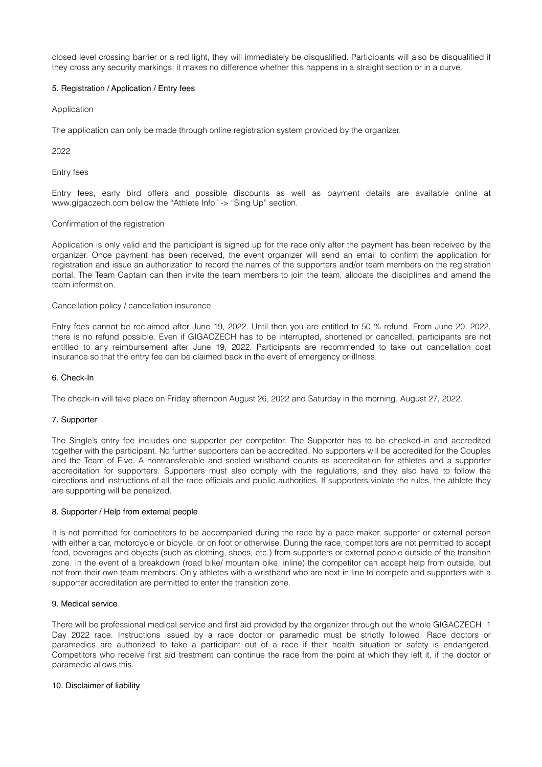closed level crossing barrier or a red light, they will immediately be disqualified. Participants will also be disqualified if they cross any security markings; it makes no difference whether this happens in a straight section or in a curve.

## 5. Registration / Application / Entry fees

### Application

The application can only be made through online registration system provided by the organizer.

2022

### Entry fees

Entry fees, early bird offers and possible discounts as well as payment details are available online at www.gigaczech.com bellow the "Athlete Info" -> "Sing Up" section.

### Confirmation of the registration

Application is only valid and the participant is signed up for the race only after the payment has been received by the organizer. Once payment has been received, the event organizer will send an email to confirm the application for registration and issue an authorization to record the names of the supporters and/or team members on the registration portal. The Team Captain can then invite the team members to join the team, allocate the disciplines and amend the team information.

### Cancellation policy / cancellation insurance

Entry fees cannot be reclaimed after June 19, 2022. Until then you are entitled to 50 % refund. From June 20, 2022, there is no refund possible. Even if GIGACZECH has to be interrupted, shortened or cancelled, participants are not entitled to any reimbursement after June 19, 2022. Participants are recommended to take out cancellation cost insurance so that the entry fee can be claimed back in the event of emergency or illness.

## 6. Check-In

The check-in will take place on Friday afternoon August 26, 2022 and Saturday in the morning, August 27, 2022.

## 7. Supporter

The Single's entry fee includes one supporter per competitor. The Supporter has to be checked-in and accredited together with the participant. No further supporters can be accredited. No supporters will be accredited for the Couples and the Team of Five. A nontransferable and sealed wristband counts as accreditation for athletes and a supporter accreditation for supporters. Supporters must also comply with the regulations, and they also have to follow the directions and instructions of all the race officials and public authorities. If supporters violate the rules, the athlete they are supporting will be penalized.

## 8. Supporter / Help from external people

It is not permitted for competitors to be accompanied during the race by a pace maker, supporter or external person with either a car, motorcycle or bicycle, or on foot or otherwise. During the race, competitors are not permitted to accept food, beverages and objects (such as clothing, shoes, etc.) from supporters or external people outside of the transition zone. In the event of a breakdown (road bike/ mountain bike, inline) the competitor can accept help from outside, but not from their own team members. Only athletes with a wristband who are next in line to compete and supporters with a supporter accreditation are permitted to enter the transition zone.

## 9. Medical service

There will be professional medical service and first aid provided by the organizer through out the whole GIGACZECH 1 Day 2022 race. Instructions issued by a race doctor or paramedic must be strictly followed. Race doctors or paramedics are authorized to take a participant out of a race if their health situation or safety is endangered. Competitors who receive first aid treatment can continue the race from the point at which they left it, if the doctor or paramedic allows this.

## 10. Disclaimer of liability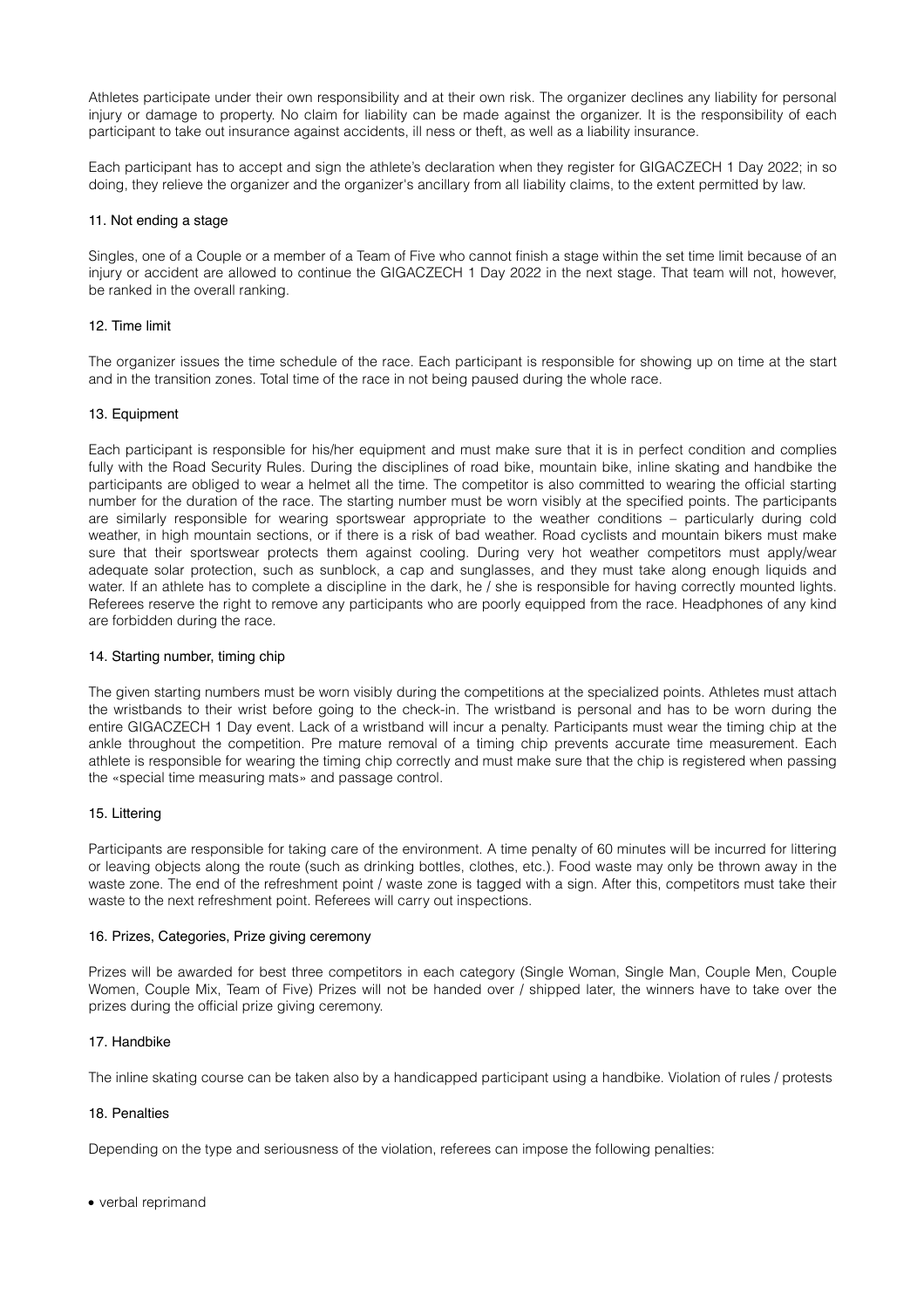Athletes participate under their own responsibility and at their own risk. The organizer declines any liability for personal injury or damage to property. No claim for liability can be made against the organizer. It is the responsibility of each participant to take out insurance against accidents, ill ness or theft, as well as a liability insurance.

Each participant has to accept and sign the athlete's declaration when they register for GIGACZECH 1 Day 2022; in so doing, they relieve the organizer and the organizer's ancillary from all liability claims, to the extent permitted by law.

### 11. Not ending a stage

Singles, one of a Couple or a member of a Team of Five who cannot finish a stage within the set time limit because of an injury or accident are allowed to continue the GIGACZECH 1 Day 2022 in the next stage. That team will not, however, be ranked in the overall ranking.

### 12. Time limit

The organizer issues the time schedule of the race. Each participant is responsible for showing up on time at the start and in the transition zones. Total time of the race in not being paused during the whole race.

### 13. Equipment

Each participant is responsible for his/her equipment and must make sure that it is in perfect condition and complies fully with the Road Security Rules. During the disciplines of road bike, mountain bike, inline skating and handbike the participants are obliged to wear a helmet all the time. The competitor is also committed to wearing the official starting number for the duration of the race. The starting number must be worn visibly at the specified points. The participants are similarly responsible for wearing sportswear appropriate to the weather conditions – particularly during cold weather, in high mountain sections, or if there is a risk of bad weather. Road cyclists and mountain bikers must make sure that their sportswear protects them against cooling. During very hot weather competitors must apply/wear adequate solar protection, such as sunblock, a cap and sunglasses, and they must take along enough liquids and water. If an athlete has to complete a discipline in the dark, he / she is responsible for having correctly mounted lights. Referees reserve the right to remove any participants who are poorly equipped from the race. Headphones of any kind are forbidden during the race.

### 14. Starting number, timing chip

The given starting numbers must be worn visibly during the competitions at the specialized points. Athletes must attach the wristbands to their wrist before going to the check-in. The wristband is personal and has to be worn during the entire GIGACZECH 1 Day event. Lack of a wristband will incur a penalty. Participants must wear the timing chip at the ankle throughout the competition. Pre mature removal of a timing chip prevents accurate time measurement. Each athlete is responsible for wearing the timing chip correctly and must make sure that the chip is registered when passing the «special time measuring mats» and passage control.

### 15. Littering

Participants are responsible for taking care of the environment. A time penalty of 60 minutes will be incurred for littering or leaving objects along the route (such as drinking bottles, clothes, etc.). Food waste may only be thrown away in the waste zone. The end of the refreshment point / waste zone is tagged with a sign. After this, competitors must take their waste to the next refreshment point. Referees will carry out inspections.

### 16. Prizes, Categories, Prize giving ceremony

Prizes will be awarded for best three competitors in each category (Single Woman, Single Man, Couple Men, Couple Women, Couple Mix, Team of Five) Prizes will not be handed over / shipped later, the winners have to take over the prizes during the official prize giving ceremony.

### 17. Handbike

The inline skating course can be taken also by a handicapped participant using a handbike. Violation of rules / protests

### 18. Penalties

Depending on the type and seriousness of the violation, referees can impose the following penalties:

- verbal reprimand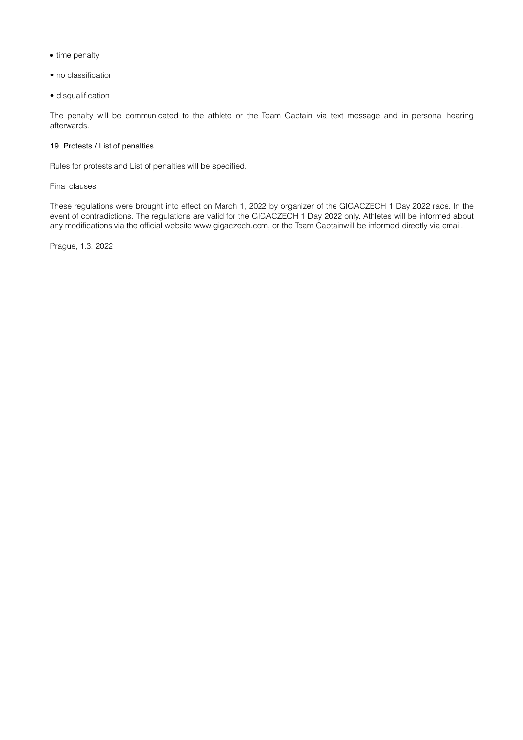- time penalty
- no classification
- disqualification

The penalty will be communicated to the athlete or the Team Captain via text message and in personal hearing afterwards.

## 19. Protests / List of penalties

Rules for protests and List of penalties will be specified.

## Final clauses

These regulations were brought into effect on March 1, 2022 by organizer of the GIGACZECH 1 Day 2022 race. In the event of contradictions. The regulations are valid for the GIGACZECH 1 Day 2022 only. Athletes will be informed about any modifications via the official website www.gigaczech.com, or the Team Captainwill be informed directly via email.

Prague, 1.3. 2022